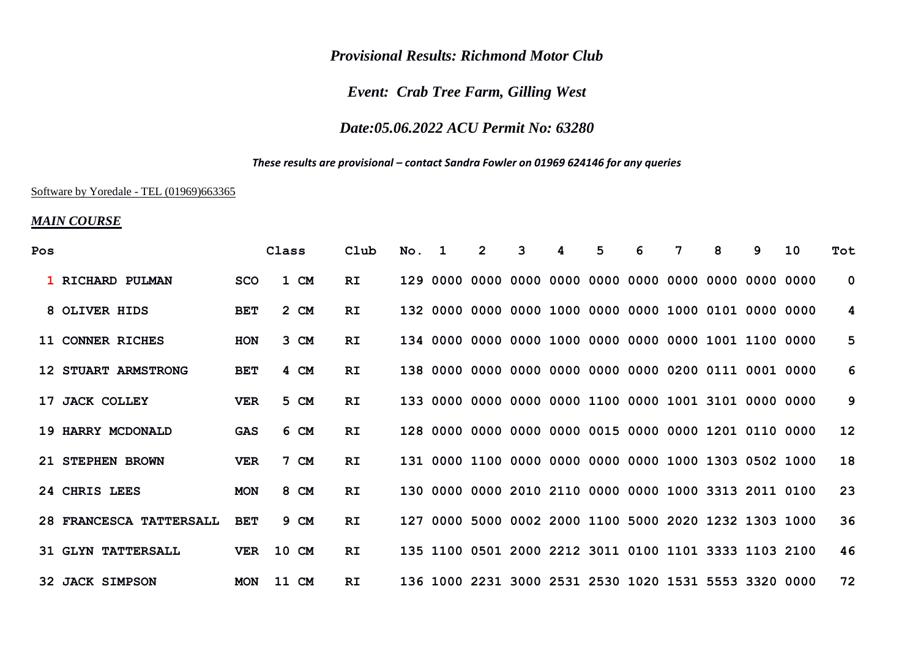*Provisional Results: Richmond Motor Club*

*Event: Crab Tree Farm, Gilling West*

*Date:05.06.2022 ACU Permit No: 63280*

***These results are provisional – contact Sandra Fowler on 01969 624146 for any queries***

Software by Yoredale - TEL (01969)663365

***MAIN COURSE***

| Pos | | | Class | Club | No. | 1 | 2 | 3 | 4 | 5 | 6 | 7 | 8 | 9 | 10 | Tot |
|---|---|---|---|---|---|---|---|---|---|---|---|---|---|---|---|---|
| 1 | RICHARD PULMAN | SCO | 1 CM | RI | 129 | 0000 | 0000 | 0000 | 0000 | 0000 | 0000 | 0000 | 0000 | 0000 | 0000 | 0 |
| 8 | OLIVER HIDS | BET | 2 CM | RI | 132 | 0000 | 0000 | 0000 | 1000 | 0000 | 0000 | 1000 | 0101 | 0000 | 0000 | 4 |
| 11 | CONNER RICHES | HON | 3 CM | RI | 134 | 0000 | 0000 | 0000 | 1000 | 0000 | 0000 | 0000 | 1001 | 1100 | 0000 | 5 |
| 12 | STUART ARMSTRONG | BET | 4 CM | RI | 138 | 0000 | 0000 | 0000 | 0000 | 0000 | 0000 | 0200 | 0111 | 0001 | 0000 | 6 |
| 17 | JACK COLLEY | VER | 5 CM | RI | 133 | 0000 | 0000 | 0000 | 0000 | 1100 | 0000 | 1001 | 3101 | 0000 | 0000 | 9 |
| 19 | HARRY MCDONALD | GAS | 6 CM | RI | 128 | 0000 | 0000 | 0000 | 0000 | 0015 | 0000 | 0000 | 1201 | 0110 | 0000 | 12 |
| 21 | STEPHEN BROWN | VER | 7 CM | RI | 131 | 0000 | 1100 | 0000 | 0000 | 0000 | 0000 | 1000 | 1303 | 0502 | 1000 | 18 |
| 24 | CHRIS LEES | MON | 8 CM | RI | 130 | 0000 | 0000 | 2010 | 2110 | 0000 | 0000 | 1000 | 3313 | 2011 | 0100 | 23 |
| 28 | FRANCESCA TATTERSALL | BET | 9 CM | RI | 127 | 0000 | 5000 | 0002 | 2000 | 1100 | 5000 | 2020 | 1232 | 1303 | 1000 | 36 |
| 31 | GLYN TATTERSALL | VER | 10 CM | RI | 135 | 1100 | 0501 | 2000 | 2212 | 3011 | 0100 | 1101 | 3333 | 1103 | 2100 | 46 |
| 32 | JACK SIMPSON | MON | 11 CM | RI | 136 | 1000 | 2231 | 3000 | 2531 | 2530 | 1020 | 1531 | 5553 | 3320 | 0000 | 72 |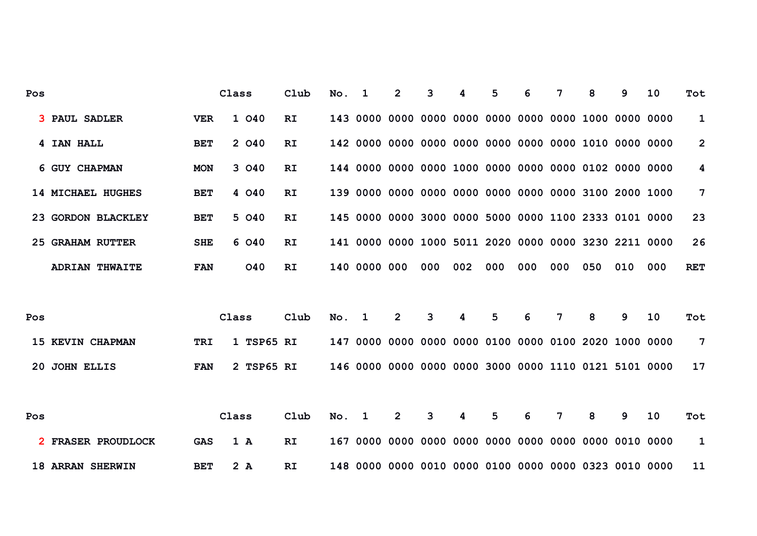| Pos | | | Class | Club | No. | 1 | 2 | 3 | 4 | 5 | 6 | 7 | 8 | 9 | 10 | Tot |
|---|---|---|---|---|---|---|---|---|---|---|---|---|---|---|---|---|
| 3 | PAUL SADLER | VER | 1 O40 | RI | 143 | 0000 | 0000 | 0000 | 0000 | 0000 | 0000 | 0000 | 1000 | 0000 | 0000 | 1 |
| 4 | IAN HALL | BET | 2 O40 | RI | 142 | 0000 | 0000 | 0000 | 0000 | 0000 | 0000 | 0000 | 1010 | 0000 | 0000 | 2 |
| 6 | GUY CHAPMAN | MON | 3 O40 | RI | 144 | 0000 | 0000 | 0000 | 1000 | 0000 | 0000 | 0000 | 0102 | 0000 | 0000 | 4 |
| 14 | MICHAEL HUGHES | BET | 4 O40 | RI | 139 | 0000 | 0000 | 0000 | 0000 | 0000 | 0000 | 0000 | 3100 | 2000 | 1000 | 7 |
| 23 | GORDON BLACKLEY | BET | 5 O40 | RI | 145 | 0000 | 0000 | 3000 | 0000 | 5000 | 0000 | 1100 | 2333 | 0101 | 0000 | 23 |
| 25 | GRAHAM RUTTER | SHE | 6 O40 | RI | 141 | 0000 | 0000 | 1000 | 5011 | 2020 | 0000 | 0000 | 3230 | 2211 | 0000 | 26 |
| | ADRIAN THWAITE | FAN | O40 | RI | 140 | 0000 | 000 | 000 | 002 | 000 | 000 | 000 | 050 | 010 | 000 | RET |

| Pos | | | Class | Club | No. | 1 | 2 | 3 | 4 | 5 | 6 | 7 | 8 | 9 | 10 | Tot |
|---|---|---|---|---|---|---|---|---|---|---|---|---|---|---|---|---|
| 15 | KEVIN CHAPMAN | TRI | 1 TSP65 | RI | 147 | 0000 | 0000 | 0000 | 0000 | 0100 | 0000 | 0100 | 2020 | 1000 | 0000 | 7 |
| 20 | JOHN ELLIS | FAN | 2 TSP65 | RI | 146 | 0000 | 0000 | 0000 | 0000 | 3000 | 0000 | 1110 | 0121 | 5101 | 0000 | 17 |

| Pos | | | Class | Club | No. | 1 | 2 | 3 | 4 | 5 | 6 | 7 | 8 | 9 | 10 | Tot |
|---|---|---|---|---|---|---|---|---|---|---|---|---|---|---|---|---|
| 2 | FRASER PROUDLOCK | GAS | 1 A | RI | 167 | 0000 | 0000 | 0000 | 0000 | 0000 | 0000 | 0000 | 0000 | 0010 | 0000 | 1 |
| 18 | ARRAN SHERWIN | BET | 2 A | RI | 148 | 0000 | 0000 | 0010 | 0000 | 0100 | 0000 | 0000 | 0323 | 0010 | 0000 | 11 |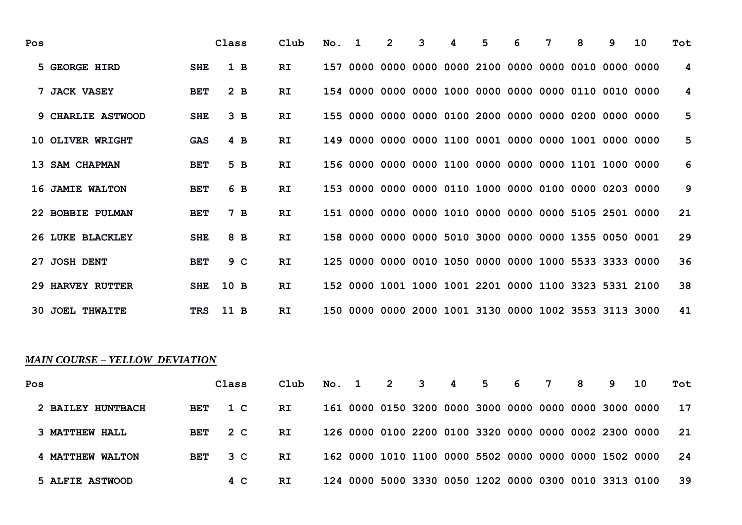| Pos | | | Class | Club | No. | 1 | 2 | 3 | 4 | 5 | 6 | 7 | 8 | 9 | 10 | Tot |
|---|---|---|---|---|---|---|---|---|---|---|---|---|---|---|---|---|
| 5 | GEORGE HIRD | SHE | 1 B | RI | 157 | 0000 | 0000 | 0000 | 0000 | 2100 | 0000 | 0000 | 0010 | 0000 | 0000 | 4 |
| 7 | JACK VASEY | BET | 2 B | RI | 154 | 0000 | 0000 | 0000 | 1000 | 0000 | 0000 | 0000 | 0110 | 0010 | 0000 | 4 |
| 9 | CHARLIE ASTWOOD | SHE | 3 B | RI | 155 | 0000 | 0000 | 0000 | 0100 | 2000 | 0000 | 0000 | 0200 | 0000 | 0000 | 5 |
| 10 | OLIVER WRIGHT | GAS | 4 B | RI | 149 | 0000 | 0000 | 0000 | 1100 | 0001 | 0000 | 0000 | 1001 | 0000 | 0000 | 5 |
| 13 | SAM CHAPMAN | BET | 5 B | RI | 156 | 0000 | 0000 | 0000 | 1100 | 0000 | 0000 | 0000 | 1101 | 1000 | 0000 | 6 |
| 16 | JAMIE WALTON | BET | 6 B | RI | 153 | 0000 | 0000 | 0000 | 0110 | 1000 | 0000 | 0100 | 0000 | 0203 | 0000 | 9 |
| 22 | BOBBIE PULMAN | BET | 7 B | RI | 151 | 0000 | 0000 | 0000 | 1010 | 0000 | 0000 | 0000 | 5105 | 2501 | 0000 | 21 |
| 26 | LUKE BLACKLEY | SHE | 8 B | RI | 158 | 0000 | 0000 | 0000 | 5010 | 3000 | 0000 | 0000 | 1355 | 0050 | 0001 | 29 |
| 27 | JOSH DENT | BET | 9 C | RI | 125 | 0000 | 0000 | 0010 | 1050 | 0000 | 0000 | 1000 | 5533 | 3333 | 0000 | 36 |
| 29 | HARVEY RUTTER | SHE | 10 B | RI | 152 | 0000 | 1001 | 1000 | 1001 | 2201 | 0000 | 1100 | 3323 | 5331 | 2100 | 38 |
| 30 | JOEL THWAITE | TRS | 11 B | RI | 150 | 0000 | 0000 | 2000 | 1001 | 3130 | 0000 | 1002 | 3553 | 3113 | 3000 | 41 |

***<u>MAIN COURSE – YELLOW DEVIATION</u>***

| Pos | | | Class | Club | No. | 1 | 2 | 3 | 4 | 5 | 6 | 7 | 8 | 9 | 10 | Tot |
|---|---|---|---|---|---|---|---|---|---|---|---|---|---|---|---|---|
| 2 | BAILEY HUNTBACH | BET | 1 C | RI | 161 | 0000 | 0150 | 3200 | 0000 | 3000 | 0000 | 0000 | 0000 | 3000 | 0000 | 17 |
| 3 | MATTHEW HALL | BET | 2 C | RI | 126 | 0000 | 0100 | 2200 | 0100 | 3320 | 0000 | 0000 | 0002 | 2300 | 0000 | 21 |
| 4 | MATTHEW WALTON | BET | 3 C | RI | 162 | 0000 | 1010 | 1100 | 0000 | 5502 | 0000 | 0000 | 0000 | 1502 | 0000 | 24 |
| 5 | ALFIE ASTWOOD | | 4 C | RI | 124 | 0000 | 5000 | 3330 | 0050 | 1202 | 0000 | 0300 | 0010 | 3313 | 0100 | 39 |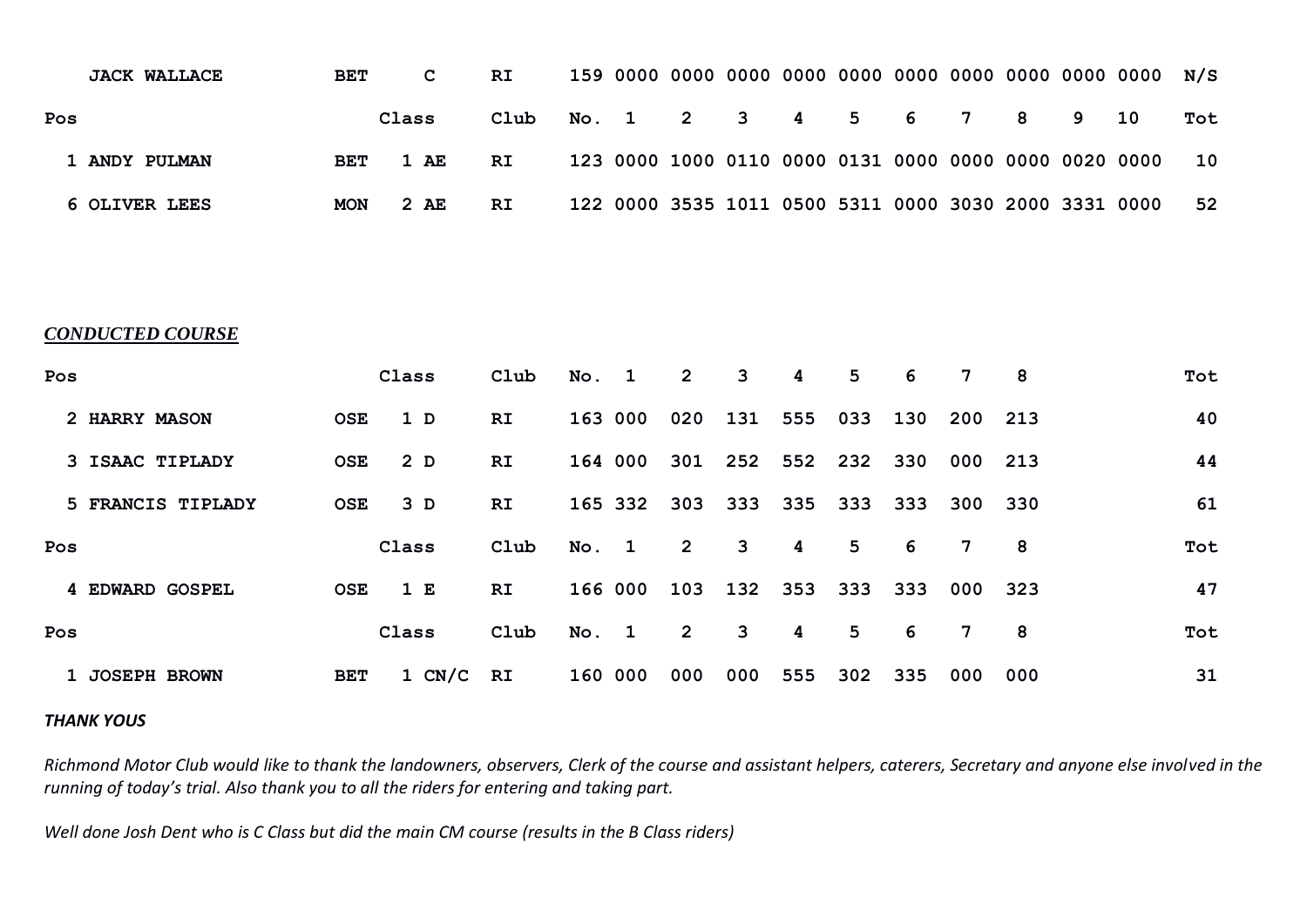| Pos | | | Class | Club | No. | 1 | 2 | 3 | 4 | 5 | 6 | 7 | 8 | 9 | 10 | Tot |
|---|---|---|---|---|---|---|---|---|---|---|---|---|---|---|---|---|
| | JACK WALLACE | BET | C | RI | 159 | 0000 | 0000 | 0000 | 0000 | 0000 | 0000 | 0000 | 0000 | 0000 | 0000 | N/S |
| 1 | ANDY PULMAN | BET | 1 AE | RI | 123 | 0000 | 1000 | 0110 | 0000 | 0131 | 0000 | 0000 | 0000 | 0020 | 0000 | 10 |
| 6 | OLIVER LEES | MON | 2 AE | RI | 122 | 0000 | 3535 | 1011 | 0500 | 5311 | 0000 | 3030 | 2000 | 3331 | 0000 | 52 |

***CONDUCTED COURSE***

| Pos | | | Class | Club | No. | 1 | 2 | 3 | 4 | 5 | 6 | 7 | 8 | Tot |
|---|---|---|---|---|---|---|---|---|---|---|---|---|---|---|
| 2 | HARRY MASON | OSE | 1 D | RI | 163 | 000 | 020 | 131 | 555 | 033 | 130 | 200 | 213 | 40 |
| 3 | ISAAC TIPLADY | OSE | 2 D | RI | 164 | 000 | 301 | 252 | 552 | 232 | 330 | 000 | 213 | 44 |
| 5 | FRANCIS TIPLADY | OSE | 3 D | RI | 165 | 332 | 303 | 333 | 335 | 333 | 333 | 300 | 330 | 61 |
| **Pos** | | | **Class** | **Club** | **No.** | **1** | **2** | **3** | **4** | **5** | **6** | **7** | **8** | **Tot** |
| 4 | EDWARD GOSPEL | OSE | 1 E | RI | 166 | 000 | 103 | 132 | 353 | 333 | 333 | 000 | 323 | 47 |
| **Pos** | | | **Class** | **Club** | **No.** | **1** | **2** | **3** | **4** | **5** | **6** | **7** | **8** | **Tot** |
| 1 | JOSEPH BROWN | BET | 1 CN/C | RI | 160 | 000 | 000 | 000 | 555 | 302 | 335 | 000 | 000 | 31 |

***THANK YOUS***

*Richmond Motor Club would like to thank the landowners, observers, Clerk of the course and assistant helpers, caterers, Secretary and anyone else involved in the running of today's trial. Also thank you to all the riders for entering and taking part.*

*Well done Josh Dent who is C Class but did the main CM course (results in the B Class riders)*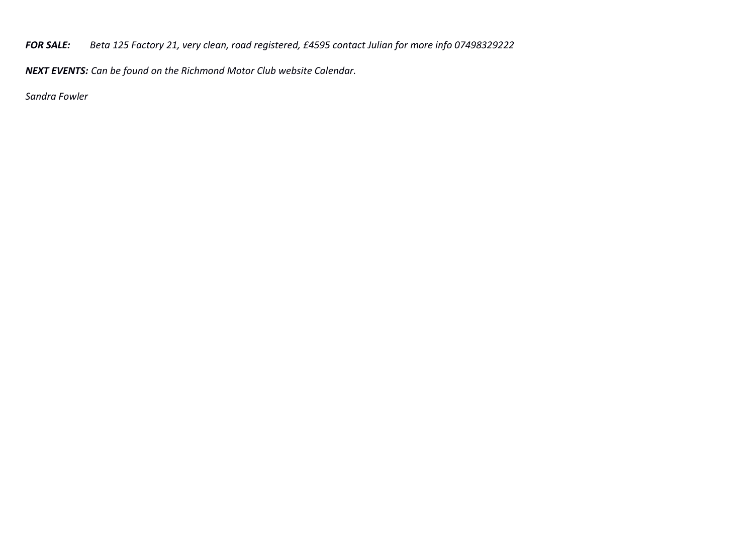***FOR SALE:*** *Beta 125 Factory 21, very clean, road registered, £4595 contact Julian for more info 07498329222*

***NEXT EVENTS:*** *Can be found on the Richmond Motor Club website Calendar.*

*Sandra Fowler*